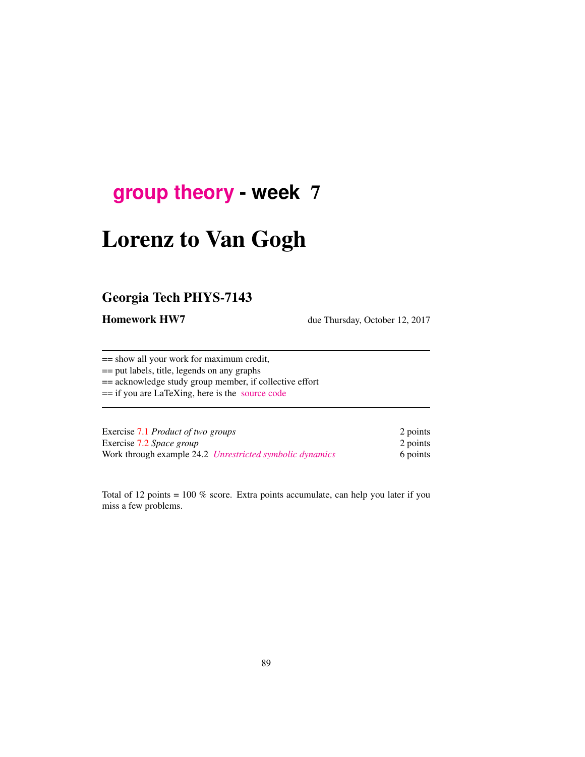# group theory - week 7

# Lorenz to Van Gogh

## Georgia Tech PHYS-7143

**Homework HW7** due Thursday, October 12, 2017

---

== show all your work for maximum credit,
== put labels, title, legends on any graphs
== acknowledge study group member, if collective effort
== if you are LaTeXing, here is the source code

---

| | |
|---|---|
| Exercise 7.1 *Product of two groups* | 2 points |
| Exercise 7.2 *Space group* | 2 points |
| Work through example 24.2 *Unrestricted symbolic dynamics* | 6 points |

Total of 12 points = 100 % score. Extra points accumulate, can help you later if you miss a few problems.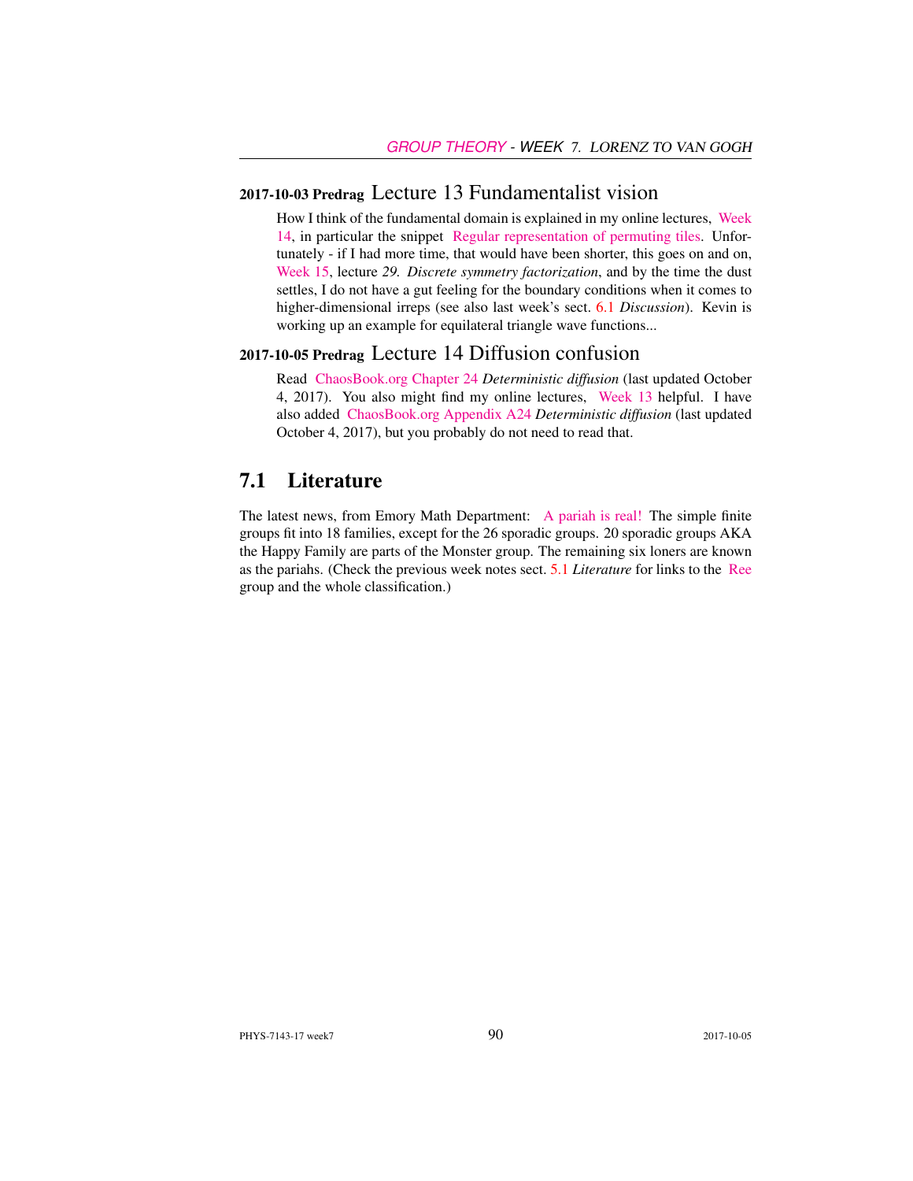**2017-10-03 Predrag** Lecture 13 Fundamentalist vision

How I think of the fundamental domain is explained in my online lectures, Week 14, in particular the snippet Regular representation of permuting tiles. Unfortunately - if I had more time, that would have been shorter, this goes on and on, Week 15, lecture *29. Discrete symmetry factorization*, and by the time the dust settles, I do not have a gut feeling for the boundary conditions when it comes to higher-dimensional irreps (see also last week's sect. 6.1 *Discussion*). Kevin is working up an example for equilateral triangle wave functions...

**2017-10-05 Predrag** Lecture 14 Diffusion confusion

Read ChaosBook.org Chapter 24 *Deterministic diffusion* (last updated October 4, 2017). You also might find my online lectures, Week 13 helpful. I have also added ChaosBook.org Appendix A24 *Deterministic diffusion* (last updated October 4, 2017), but you probably do not need to read that.

## 7.1 Literature

The latest news, from Emory Math Department: A pariah is real! The simple finite groups fit into 18 families, except for the 26 sporadic groups. 20 sporadic groups AKA the Happy Family are parts of the Monster group. The remaining six loners are known as the pariahs. (Check the previous week notes sect. 5.1 *Literature* for links to the Ree group and the whole classification.)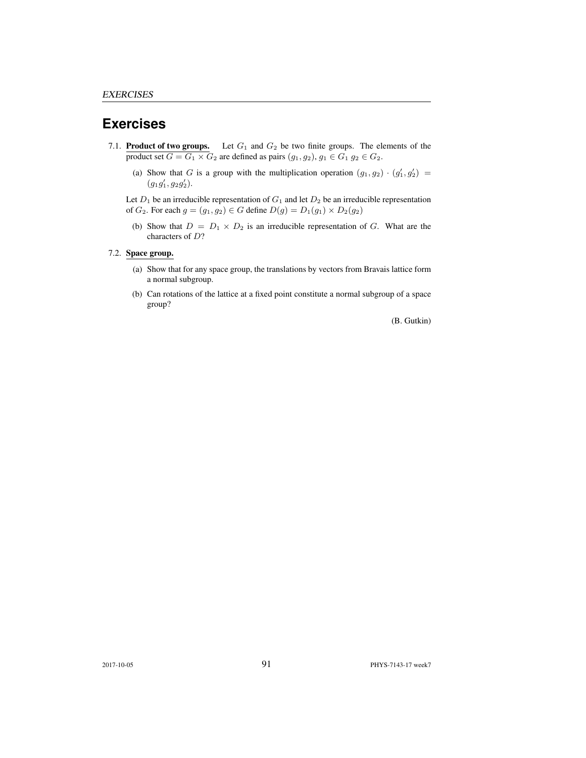# Exercises

7.1. **Product of two groups.** Let $G_1$ and $G_2$ be two finite groups. The elements of the product set $G = G_1 \times G_2$ are defined as pairs $(g_1, g_2)$, $g_1 \in G_1$ $g_2 \in G_2$.

(a) Show that $G$ is a group with the multiplication operation $(g_1, g_2) \cdot (g_1', g_2') = (g_1 g_1', g_2 g_2')$.

Let $D_1$ be an irreducible representation of $G_1$ and let $D_2$ be an irreducible representation of $G_2$. For each $g = (g_1, g_2) \in G$ define $D(g) = D_1(g_1) \times D_2(g_2)$

(b) Show that $D = D_1 \times D_2$ is an irreducible representation of $G$. What are the characters of $D$?

7.2. **Space group.**

(a) Show that for any space group, the translations by vectors from Bravais lattice form a normal subgroup.

(b) Can rotations of the lattice at a fixed point constitute a normal subgroup of a space group?

(B. Gutkin)